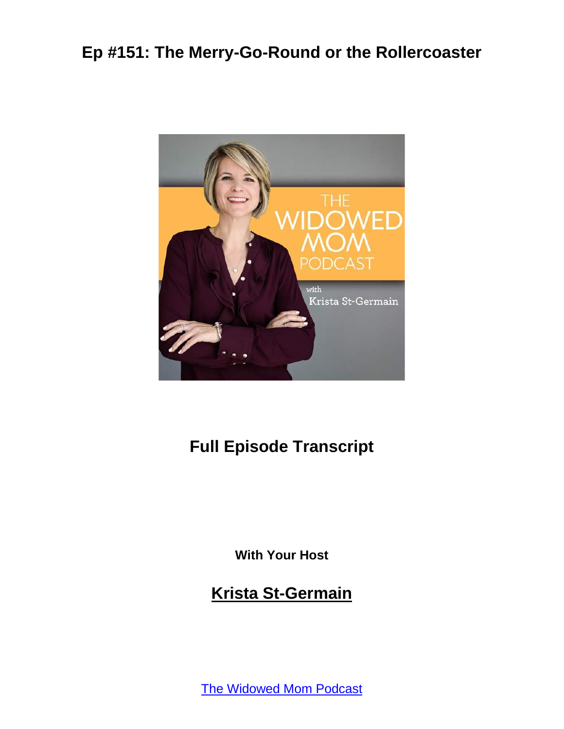# Ep #151: The Merry-Go-Round or the Rollercoaster

## Full Episode Transcript

**With Your Host**

## Krista St-Germain

The Widowed Mom Podcast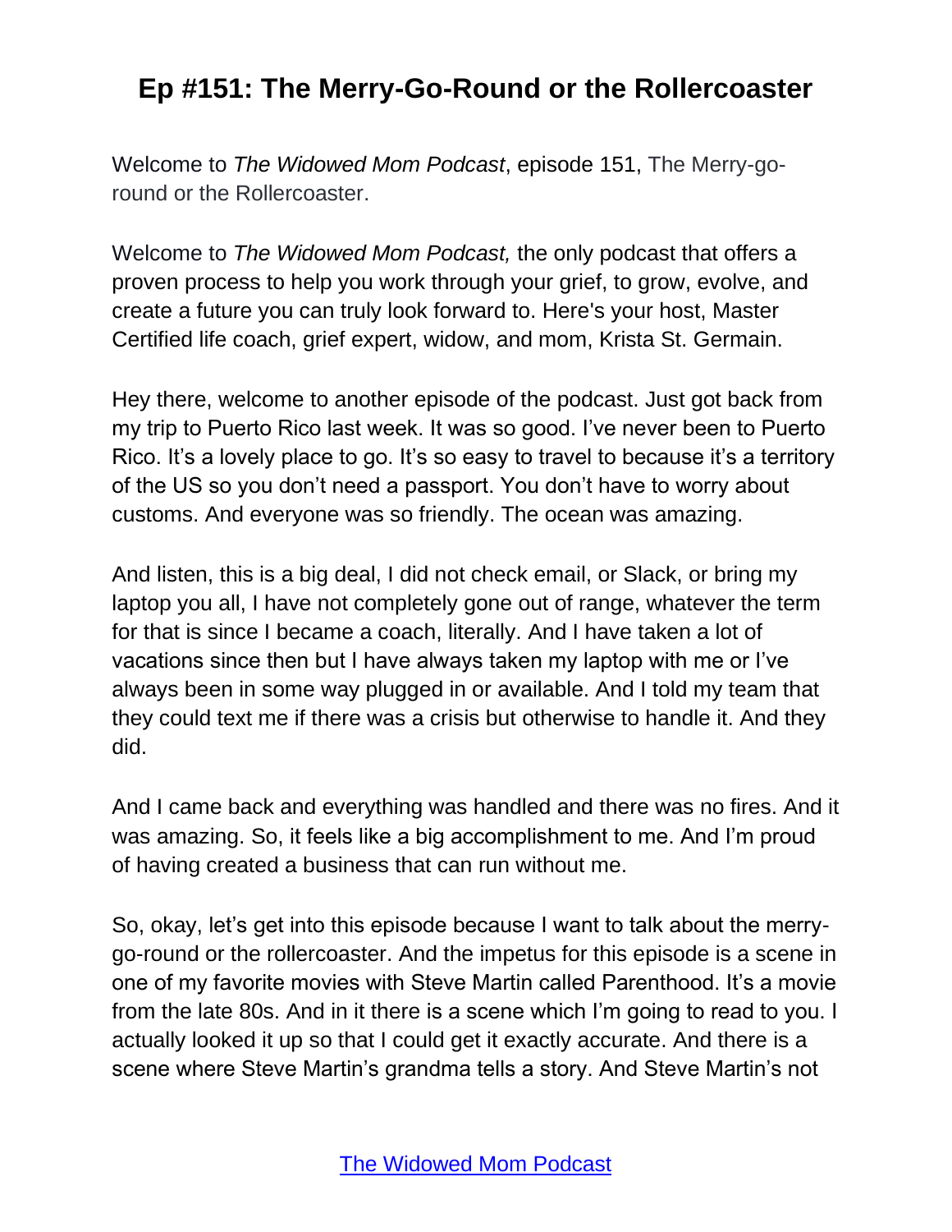# Ep #151: The Merry-Go-Round or the Rollercoaster

Welcome to *The Widowed Mom Podcast*, episode 151, The Merry-go-round or the Rollercoaster.

Welcome to *The Widowed Mom Podcast,* the only podcast that offers a proven process to help you work through your grief, to grow, evolve, and create a future you can truly look forward to. Here's your host, Master Certified life coach, grief expert, widow, and mom, Krista St. Germain.

Hey there, welcome to another episode of the podcast. Just got back from my trip to Puerto Rico last week. It was so good. I've never been to Puerto Rico. It's a lovely place to go. It's so easy to travel to because it's a territory of the US so you don't need a passport. You don't have to worry about customs. And everyone was so friendly. The ocean was amazing.

And listen, this is a big deal, I did not check email, or Slack, or bring my laptop you all, I have not completely gone out of range, whatever the term for that is since I became a coach, literally. And I have taken a lot of vacations since then but I have always taken my laptop with me or I've always been in some way plugged in or available. And I told my team that they could text me if there was a crisis but otherwise to handle it. And they did.

And I came back and everything was handled and there was no fires. And it was amazing. So, it feels like a big accomplishment to me. And I'm proud of having created a business that can run without me.

So, okay, let's get into this episode because I want to talk about the merry-go-round or the rollercoaster. And the impetus for this episode is a scene in one of my favorite movies with Steve Martin called Parenthood. It's a movie from the late 80s. And in it there is a scene which I'm going to read to you. I actually looked it up so that I could get it exactly accurate. And there is a scene where Steve Martin's grandma tells a story. And Steve Martin's not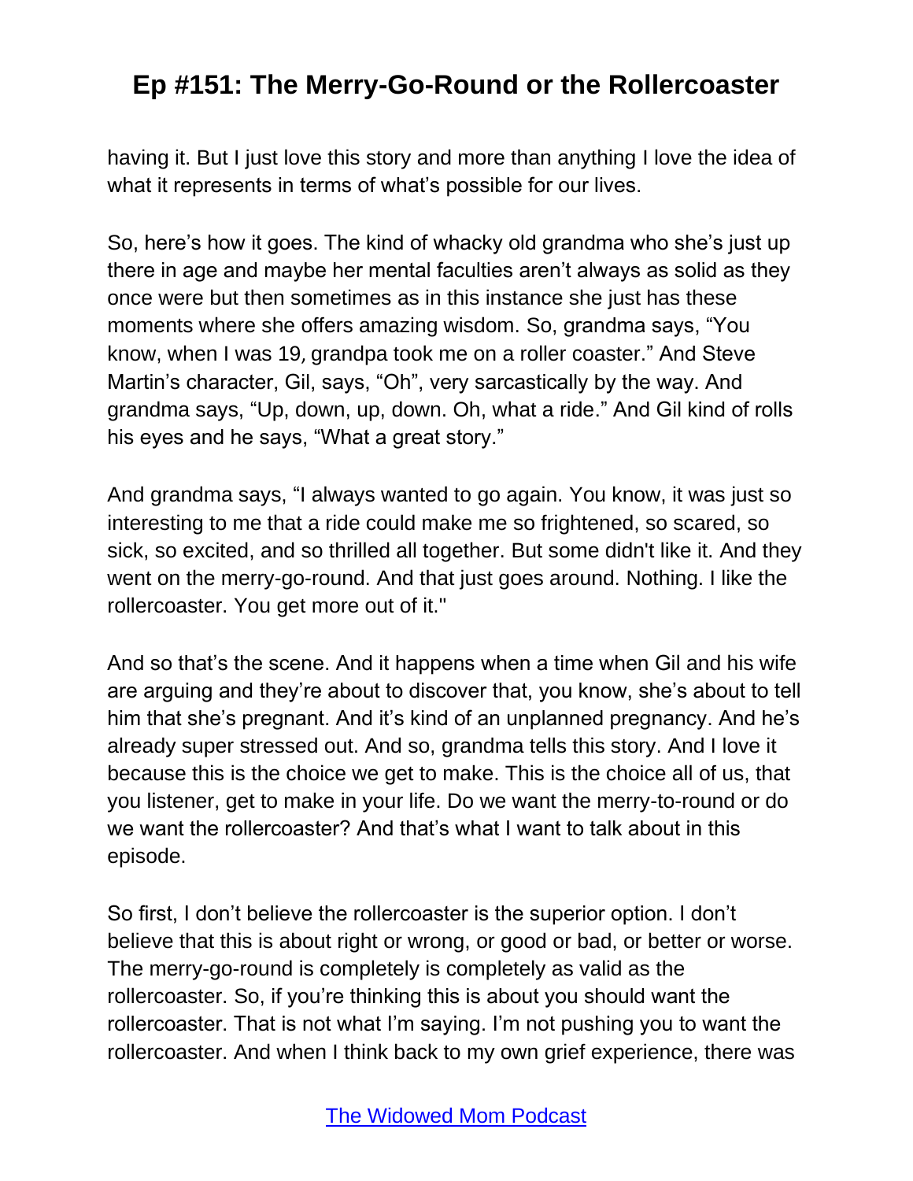having it. But I just love this story and more than anything I love the idea of what it represents in terms of what's possible for our lives.

So, here's how it goes. The kind of whacky old grandma who she's just up there in age and maybe her mental faculties aren't always as solid as they once were but then sometimes as in this instance she just has these moments where she offers amazing wisdom. So, grandma says, "You know, when I was 19, grandpa took me on a roller coaster." And Steve Martin's character, Gil, says, "Oh", very sarcastically by the way. And grandma says, "Up, down, up, down. Oh, what a ride." And Gil kind of rolls his eyes and he says, "What a great story."

And grandma says, "I always wanted to go again. You know, it was just so interesting to me that a ride could make me so frightened, so scared, so sick, so excited, and so thrilled all together. But some didn't like it. And they went on the merry-go-round. And that just goes around. Nothing. I like the rollercoaster. You get more out of it."

And so that's the scene. And it happens when a time when Gil and his wife are arguing and they're about to discover that, you know, she's about to tell him that she's pregnant. And it's kind of an unplanned pregnancy. And he's already super stressed out. And so, grandma tells this story. And I love it because this is the choice we get to make. This is the choice all of us, that you listener, get to make in your life. Do we want the merry-to-round or do we want the rollercoaster? And that's what I want to talk about in this episode.

So first, I don't believe the rollercoaster is the superior option. I don't believe that this is about right or wrong, or good or bad, or better or worse. The merry-go-round is completely is completely as valid as the rollercoaster. So, if you're thinking this is about you should want the rollercoaster. That is not what I'm saying. I'm not pushing you to want the rollercoaster. And when I think back to my own grief experience, there was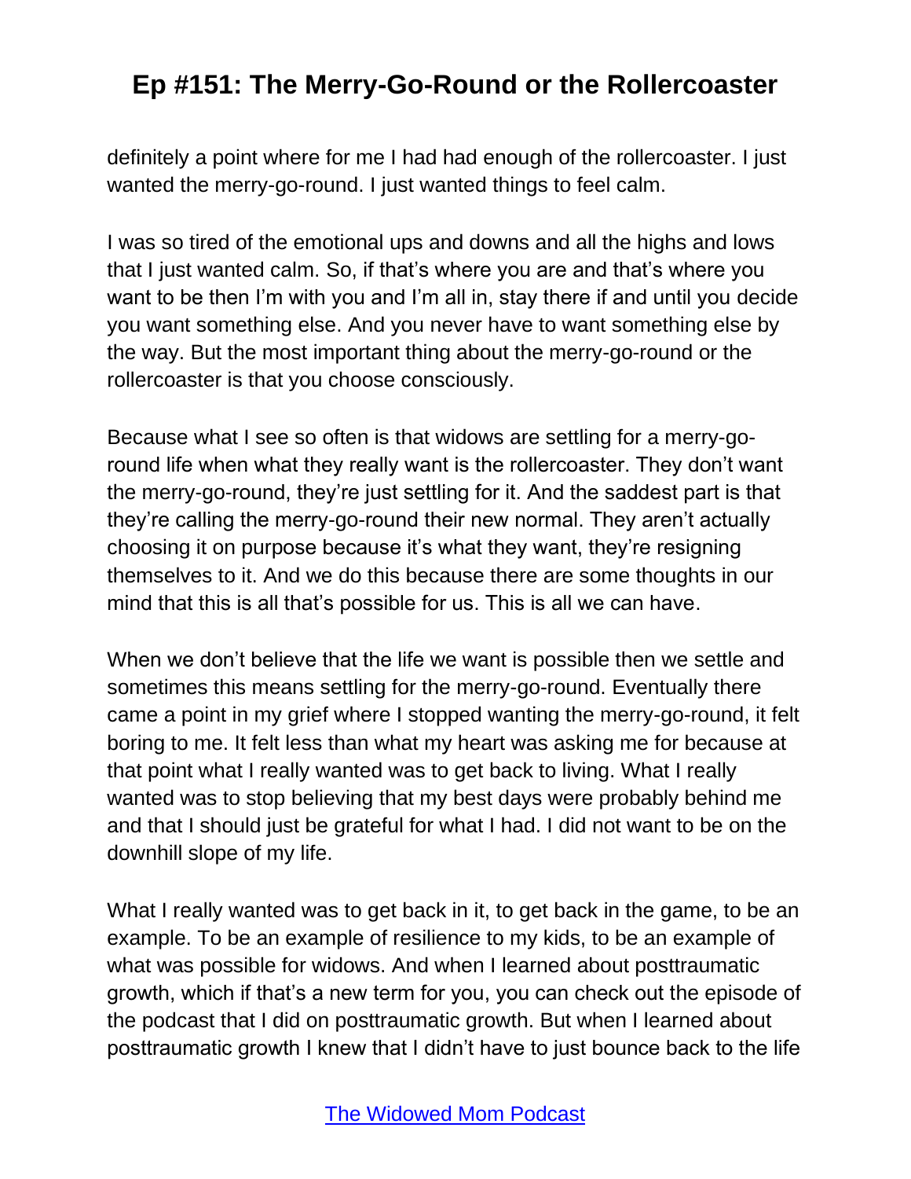definitely a point where for me I had had enough of the rollercoaster. I just wanted the merry-go-round. I just wanted things to feel calm.

I was so tired of the emotional ups and downs and all the highs and lows that I just wanted calm. So, if that's where you are and that's where you want to be then I'm with you and I'm all in, stay there if and until you decide you want something else. And you never have to want something else by the way. But the most important thing about the merry-go-round or the rollercoaster is that you choose consciously.

Because what I see so often is that widows are settling for a merry-go-round life when what they really want is the rollercoaster. They don't want the merry-go-round, they're just settling for it. And the saddest part is that they're calling the merry-go-round their new normal. They aren't actually choosing it on purpose because it's what they want, they're resigning themselves to it. And we do this because there are some thoughts in our mind that this is all that's possible for us. This is all we can have.

When we don't believe that the life we want is possible then we settle and sometimes this means settling for the merry-go-round. Eventually there came a point in my grief where I stopped wanting the merry-go-round, it felt boring to me. It felt less than what my heart was asking me for because at that point what I really wanted was to get back to living. What I really wanted was to stop believing that my best days were probably behind me and that I should just be grateful for what I had. I did not want to be on the downhill slope of my life.

What I really wanted was to get back in it, to get back in the game, to be an example. To be an example of resilience to my kids, to be an example of what was possible for widows. And when I learned about posttraumatic growth, which if that's a new term for you, you can check out the episode of the podcast that I did on posttraumatic growth. But when I learned about posttraumatic growth I knew that I didn't have to just bounce back to the life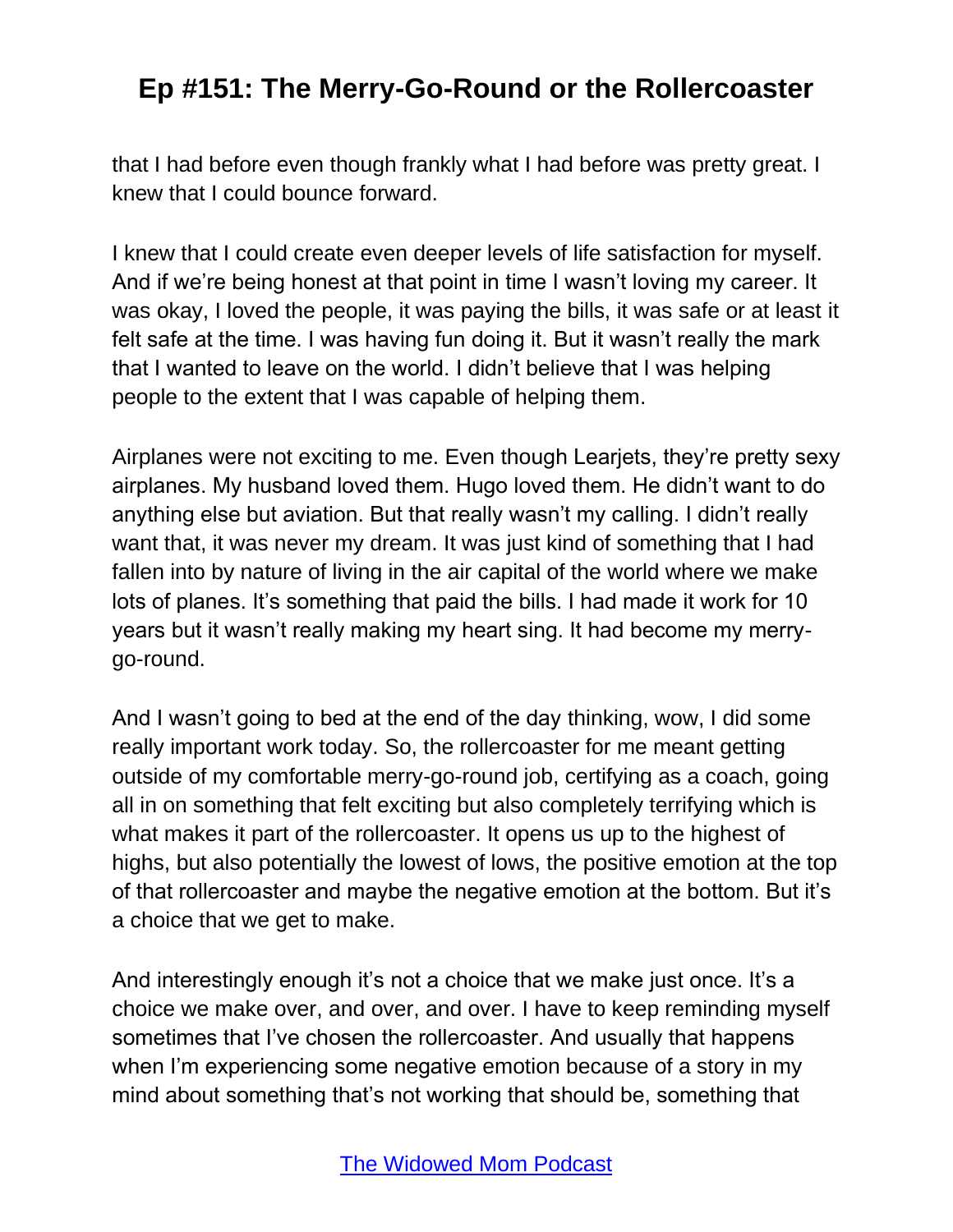that I had before even though frankly what I had before was pretty great. I knew that I could bounce forward.

I knew that I could create even deeper levels of life satisfaction for myself. And if we're being honest at that point in time I wasn't loving my career. It was okay, I loved the people, it was paying the bills, it was safe or at least it felt safe at the time. I was having fun doing it. But it wasn't really the mark that I wanted to leave on the world. I didn't believe that I was helping people to the extent that I was capable of helping them.

Airplanes were not exciting to me. Even though Learjets, they're pretty sexy airplanes. My husband loved them. Hugo loved them. He didn't want to do anything else but aviation. But that really wasn't my calling. I didn't really want that, it was never my dream. It was just kind of something that I had fallen into by nature of living in the air capital of the world where we make lots of planes. It's something that paid the bills. I had made it work for 10 years but it wasn't really making my heart sing. It had become my merry-go-round.

And I wasn't going to bed at the end of the day thinking, wow, I did some really important work today. So, the rollercoaster for me meant getting outside of my comfortable merry-go-round job, certifying as a coach, going all in on something that felt exciting but also completely terrifying which is what makes it part of the rollercoaster. It opens us up to the highest of highs, but also potentially the lowest of lows, the positive emotion at the top of that rollercoaster and maybe the negative emotion at the bottom. But it's a choice that we get to make.

And interestingly enough it's not a choice that we make just once. It's a choice we make over, and over, and over. I have to keep reminding myself sometimes that I've chosen the rollercoaster. And usually that happens when I'm experiencing some negative emotion because of a story in my mind about something that's not working that should be, something that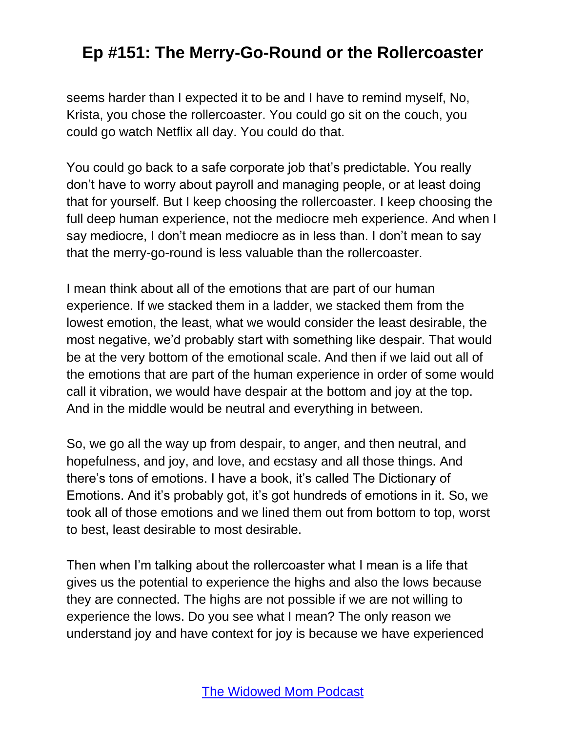seems harder than I expected it to be and I have to remind myself, No, Krista, you chose the rollercoaster. You could go sit on the couch, you could go watch Netflix all day. You could do that.

You could go back to a safe corporate job that's predictable. You really don't have to worry about payroll and managing people, or at least doing that for yourself. But I keep choosing the rollercoaster. I keep choosing the full deep human experience, not the mediocre meh experience. And when I say mediocre, I don't mean mediocre as in less than. I don't mean to say that the merry-go-round is less valuable than the rollercoaster.

I mean think about all of the emotions that are part of our human experience. If we stacked them in a ladder, we stacked them from the lowest emotion, the least, what we would consider the least desirable, the most negative, we'd probably start with something like despair. That would be at the very bottom of the emotional scale. And then if we laid out all of the emotions that are part of the human experience in order of some would call it vibration, we would have despair at the bottom and joy at the top. And in the middle would be neutral and everything in between.

So, we go all the way up from despair, to anger, and then neutral, and hopefulness, and joy, and love, and ecstasy and all those things. And there's tons of emotions. I have a book, it's called The Dictionary of Emotions. And it's probably got, it's got hundreds of emotions in it. So, we took all of those emotions and we lined them out from bottom to top, worst to best, least desirable to most desirable.

Then when I'm talking about the rollercoaster what I mean is a life that gives us the potential to experience the highs and also the lows because they are connected. The highs are not possible if we are not willing to experience the lows. Do you see what I mean? The only reason we understand joy and have context for joy is because we have experienced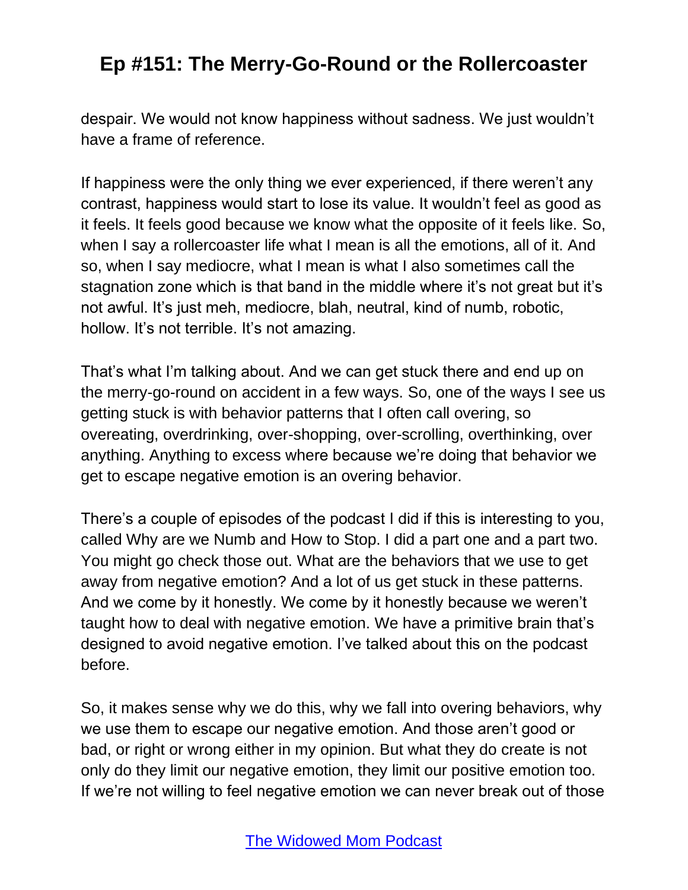despair. We would not know happiness without sadness. We just wouldn't have a frame of reference.

If happiness were the only thing we ever experienced, if there weren't any contrast, happiness would start to lose its value. It wouldn't feel as good as it feels. It feels good because we know what the opposite of it feels like. So, when I say a rollercoaster life what I mean is all the emotions, all of it. And so, when I say mediocre, what I mean is what I also sometimes call the stagnation zone which is that band in the middle where it's not great but it's not awful. It's just meh, mediocre, blah, neutral, kind of numb, robotic, hollow. It's not terrible. It's not amazing.

That's what I'm talking about. And we can get stuck there and end up on the merry-go-round on accident in a few ways. So, one of the ways I see us getting stuck is with behavior patterns that I often call overing, so overeating, overdrinking, over-shopping, over-scrolling, overthinking, over anything. Anything to excess where because we're doing that behavior we get to escape negative emotion is an overing behavior.

There's a couple of episodes of the podcast I did if this is interesting to you, called Why are we Numb and How to Stop. I did a part one and a part two. You might go check those out. What are the behaviors that we use to get away from negative emotion? And a lot of us get stuck in these patterns. And we come by it honestly. We come by it honestly because we weren't taught how to deal with negative emotion. We have a primitive brain that's designed to avoid negative emotion. I've talked about this on the podcast before.

So, it makes sense why we do this, why we fall into overing behaviors, why we use them to escape our negative emotion. And those aren't good or bad, or right or wrong either in my opinion. But what they do create is not only do they limit our negative emotion, they limit our positive emotion too. If we're not willing to feel negative emotion we can never break out of those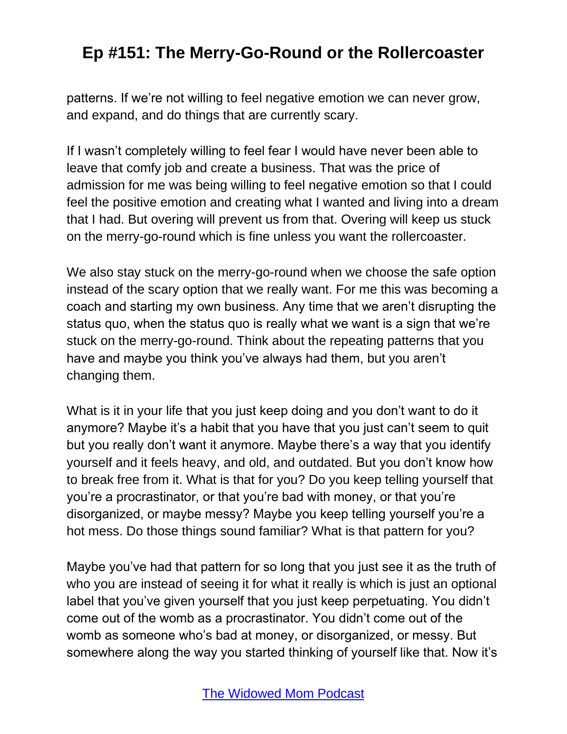patterns. If we're not willing to feel negative emotion we can never grow, and expand, and do things that are currently scary.

If I wasn't completely willing to feel fear I would have never been able to leave that comfy job and create a business. That was the price of admission for me was being willing to feel negative emotion so that I could feel the positive emotion and creating what I wanted and living into a dream that I had. But overing will prevent us from that. Overing will keep us stuck on the merry-go-round which is fine unless you want the rollercoaster.

We also stay stuck on the merry-go-round when we choose the safe option instead of the scary option that we really want. For me this was becoming a coach and starting my own business. Any time that we aren't disrupting the status quo, when the status quo is really what we want is a sign that we're stuck on the merry-go-round. Think about the repeating patterns that you have and maybe you think you've always had them, but you aren't changing them.

What is it in your life that you just keep doing and you don't want to do it anymore? Maybe it's a habit that you have that you just can't seem to quit but you really don't want it anymore. Maybe there's a way that you identify yourself and it feels heavy, and old, and outdated. But you don't know how to break free from it. What is that for you? Do you keep telling yourself that you're a procrastinator, or that you're bad with money, or that you're disorganized, or maybe messy? Maybe you keep telling yourself you're a hot mess. Do those things sound familiar? What is that pattern for you?

Maybe you've had that pattern for so long that you just see it as the truth of who you are instead of seeing it for what it really is which is just an optional label that you've given yourself that you just keep perpetuating. You didn't come out of the womb as a procrastinator. You didn't come out of the womb as someone who's bad at money, or disorganized, or messy. But somewhere along the way you started thinking of yourself like that. Now it's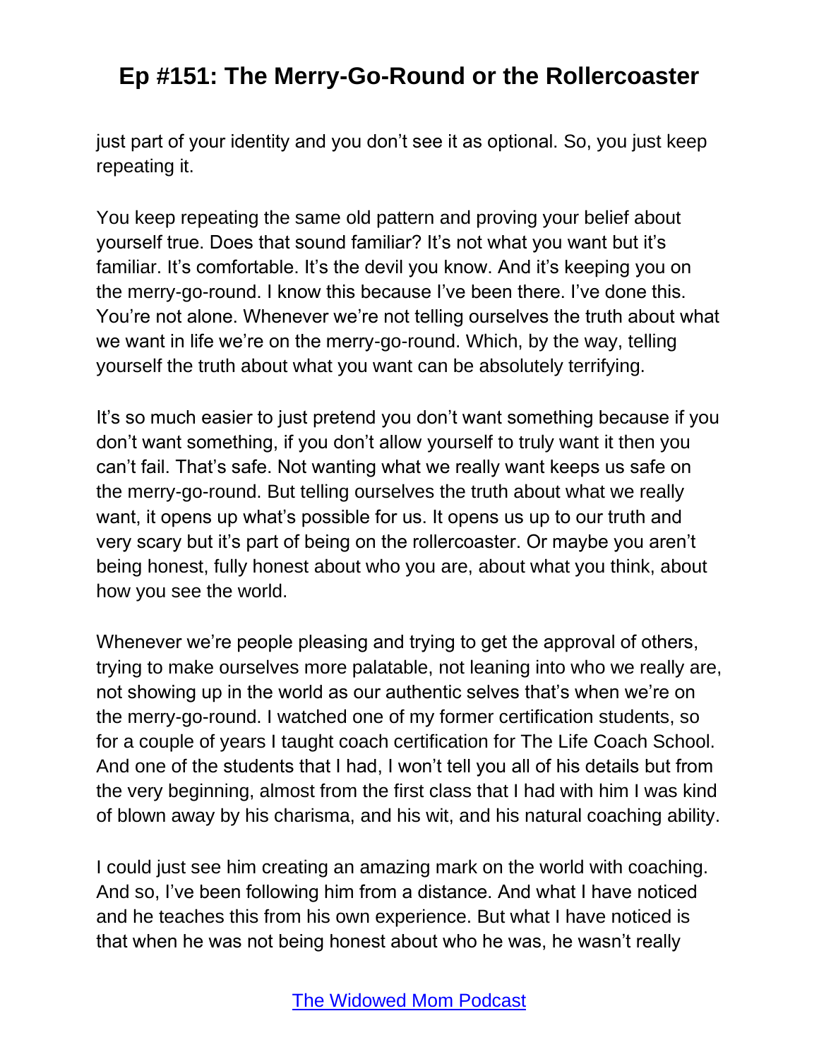just part of your identity and you don't see it as optional. So, you just keep repeating it.

You keep repeating the same old pattern and proving your belief about yourself true. Does that sound familiar? It's not what you want but it's familiar. It's comfortable. It's the devil you know. And it's keeping you on the merry-go-round. I know this because I've been there. I've done this. You're not alone. Whenever we're not telling ourselves the truth about what we want in life we're on the merry-go-round. Which, by the way, telling yourself the truth about what you want can be absolutely terrifying.

It's so much easier to just pretend you don't want something because if you don't want something, if you don't allow yourself to truly want it then you can't fail. That's safe. Not wanting what we really want keeps us safe on the merry-go-round. But telling ourselves the truth about what we really want, it opens up what's possible for us. It opens us up to our truth and very scary but it's part of being on the rollercoaster. Or maybe you aren't being honest, fully honest about who you are, about what you think, about how you see the world.

Whenever we're people pleasing and trying to get the approval of others, trying to make ourselves more palatable, not leaning into who we really are, not showing up in the world as our authentic selves that's when we're on the merry-go-round. I watched one of my former certification students, so for a couple of years I taught coach certification for The Life Coach School. And one of the students that I had, I won't tell you all of his details but from the very beginning, almost from the first class that I had with him I was kind of blown away by his charisma, and his wit, and his natural coaching ability.

I could just see him creating an amazing mark on the world with coaching. And so, I've been following him from a distance. And what I have noticed and he teaches this from his own experience. But what I have noticed is that when he was not being honest about who he was, he wasn't really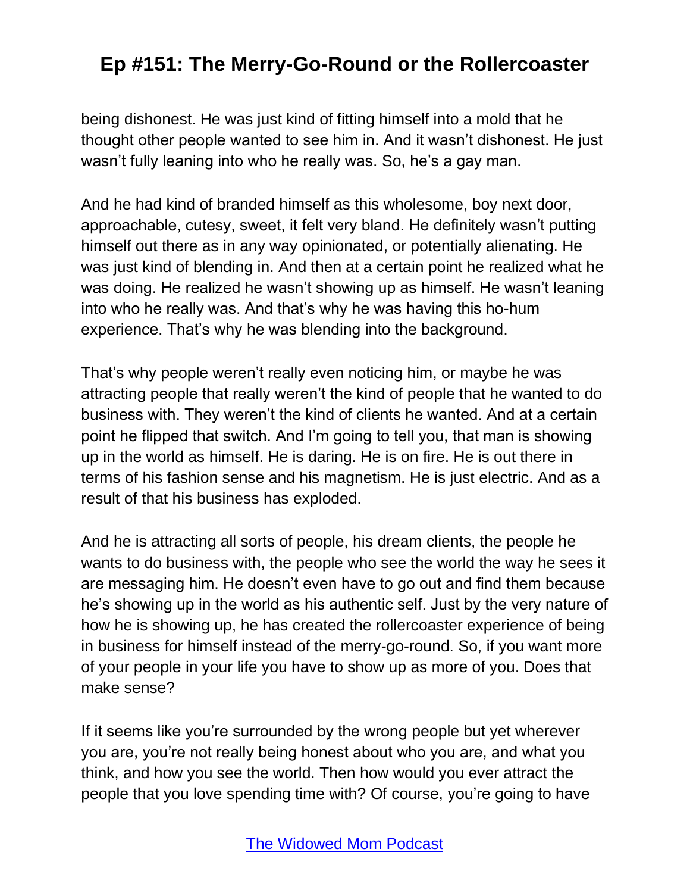being dishonest. He was just kind of fitting himself into a mold that he thought other people wanted to see him in. And it wasn't dishonest. He just wasn't fully leaning into who he really was. So, he's a gay man.

And he had kind of branded himself as this wholesome, boy next door, approachable, cutesy, sweet, it felt very bland. He definitely wasn't putting himself out there as in any way opinionated, or potentially alienating. He was just kind of blending in. And then at a certain point he realized what he was doing. He realized he wasn't showing up as himself. He wasn't leaning into who he really was. And that's why he was having this ho-hum experience. That's why he was blending into the background.

That's why people weren't really even noticing him, or maybe he was attracting people that really weren't the kind of people that he wanted to do business with. They weren't the kind of clients he wanted. And at a certain point he flipped that switch. And I'm going to tell you, that man is showing up in the world as himself. He is daring. He is on fire. He is out there in terms of his fashion sense and his magnetism. He is just electric. And as a result of that his business has exploded.

And he is attracting all sorts of people, his dream clients, the people he wants to do business with, the people who see the world the way he sees it are messaging him. He doesn't even have to go out and find them because he's showing up in the world as his authentic self. Just by the very nature of how he is showing up, he has created the rollercoaster experience of being in business for himself instead of the merry-go-round. So, if you want more of your people in your life you have to show up as more of you. Does that make sense?

If it seems like you're surrounded by the wrong people but yet wherever you are, you're not really being honest about who you are, and what you think, and how you see the world. Then how would you ever attract the people that you love spending time with? Of course, you're going to have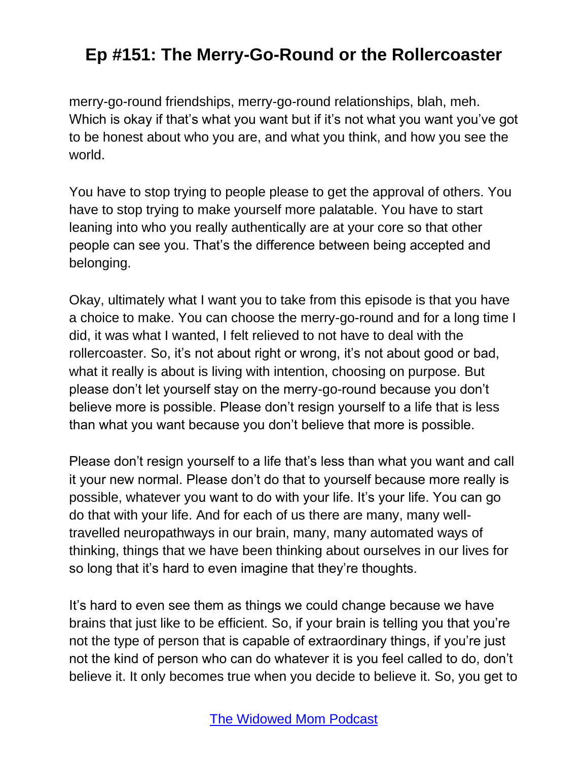merry-go-round friendships, merry-go-round relationships, blah, meh. Which is okay if that's what you want but if it's not what you want you've got to be honest about who you are, and what you think, and how you see the world.

You have to stop trying to people please to get the approval of others. You have to stop trying to make yourself more palatable. You have to start leaning into who you really authentically are at your core so that other people can see you. That's the difference between being accepted and belonging.

Okay, ultimately what I want you to take from this episode is that you have a choice to make. You can choose the merry-go-round and for a long time I did, it was what I wanted, I felt relieved to not have to deal with the rollercoaster. So, it's not about right or wrong, it's not about good or bad, what it really is about is living with intention, choosing on purpose. But please don't let yourself stay on the merry-go-round because you don't believe more is possible. Please don't resign yourself to a life that is less than what you want because you don't believe that more is possible.

Please don't resign yourself to a life that's less than what you want and call it your new normal. Please don't do that to yourself because more really is possible, whatever you want to do with your life. It's your life. You can go do that with your life. And for each of us there are many, many well-travelled neuropathways in our brain, many, many automated ways of thinking, things that we have been thinking about ourselves in our lives for so long that it's hard to even imagine that they're thoughts.

It's hard to even see them as things we could change because we have brains that just like to be efficient. So, if your brain is telling you that you're not the type of person that is capable of extraordinary things, if you're just not the kind of person who can do whatever it is you feel called to do, don't believe it. It only becomes true when you decide to believe it. So, you get to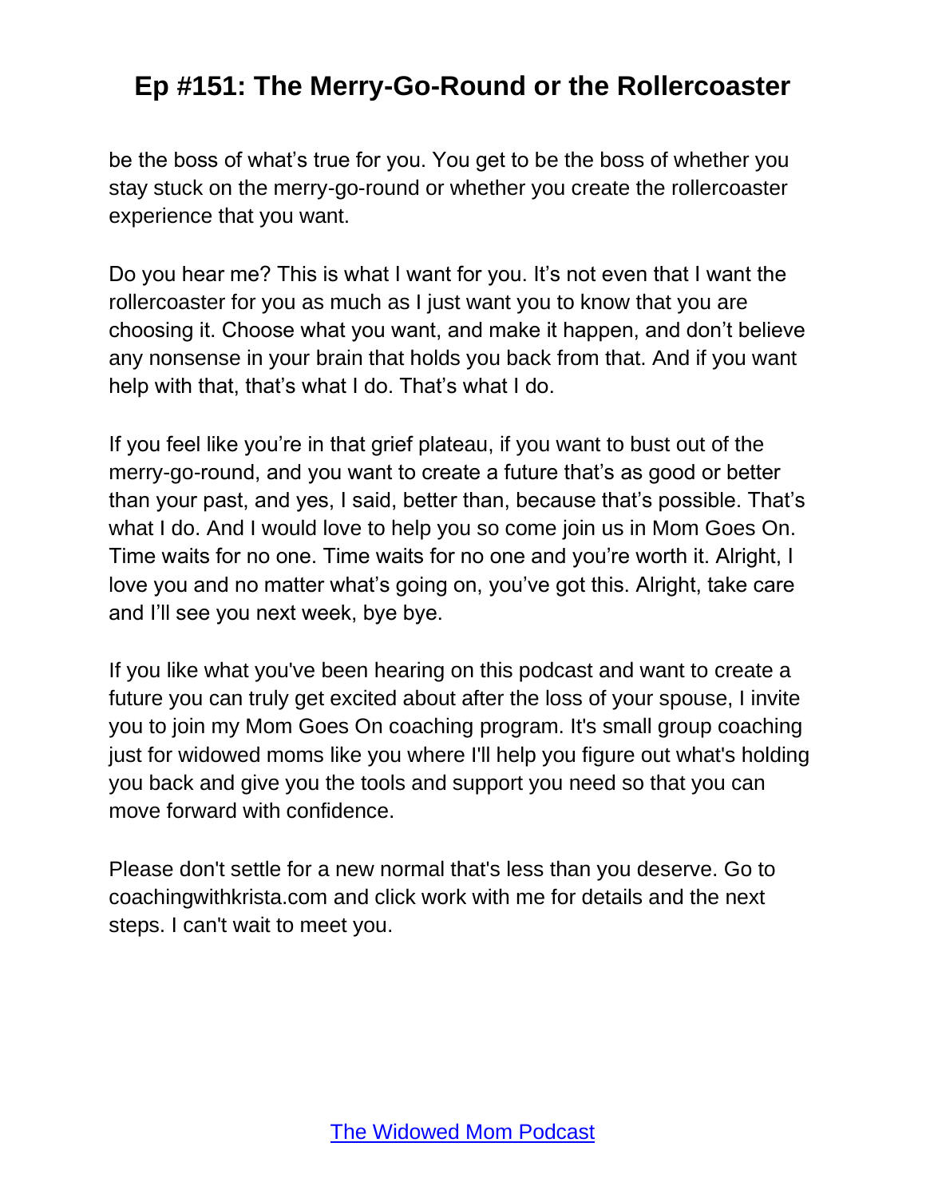be the boss of what's true for you. You get to be the boss of whether you stay stuck on the merry-go-round or whether you create the rollercoaster experience that you want.

Do you hear me? This is what I want for you. It's not even that I want the rollercoaster for you as much as I just want you to know that you are choosing it. Choose what you want, and make it happen, and don't believe any nonsense in your brain that holds you back from that. And if you want help with that, that's what I do. That's what I do.

If you feel like you're in that grief plateau, if you want to bust out of the merry-go-round, and you want to create a future that's as good or better than your past, and yes, I said, better than, because that's possible. That's what I do. And I would love to help you so come join us in Mom Goes On. Time waits for no one. Time waits for no one and you're worth it. Alright, I love you and no matter what's going on, you've got this. Alright, take care and I'll see you next week, bye bye.

If you like what you've been hearing on this podcast and want to create a future you can truly get excited about after the loss of your spouse, I invite you to join my Mom Goes On coaching program. It's small group coaching just for widowed moms like you where I'll help you figure out what's holding you back and give you the tools and support you need so that you can move forward with confidence.

Please don't settle for a new normal that's less than you deserve. Go to coachingwithkrista.com and click work with me for details and the next steps. I can't wait to meet you.